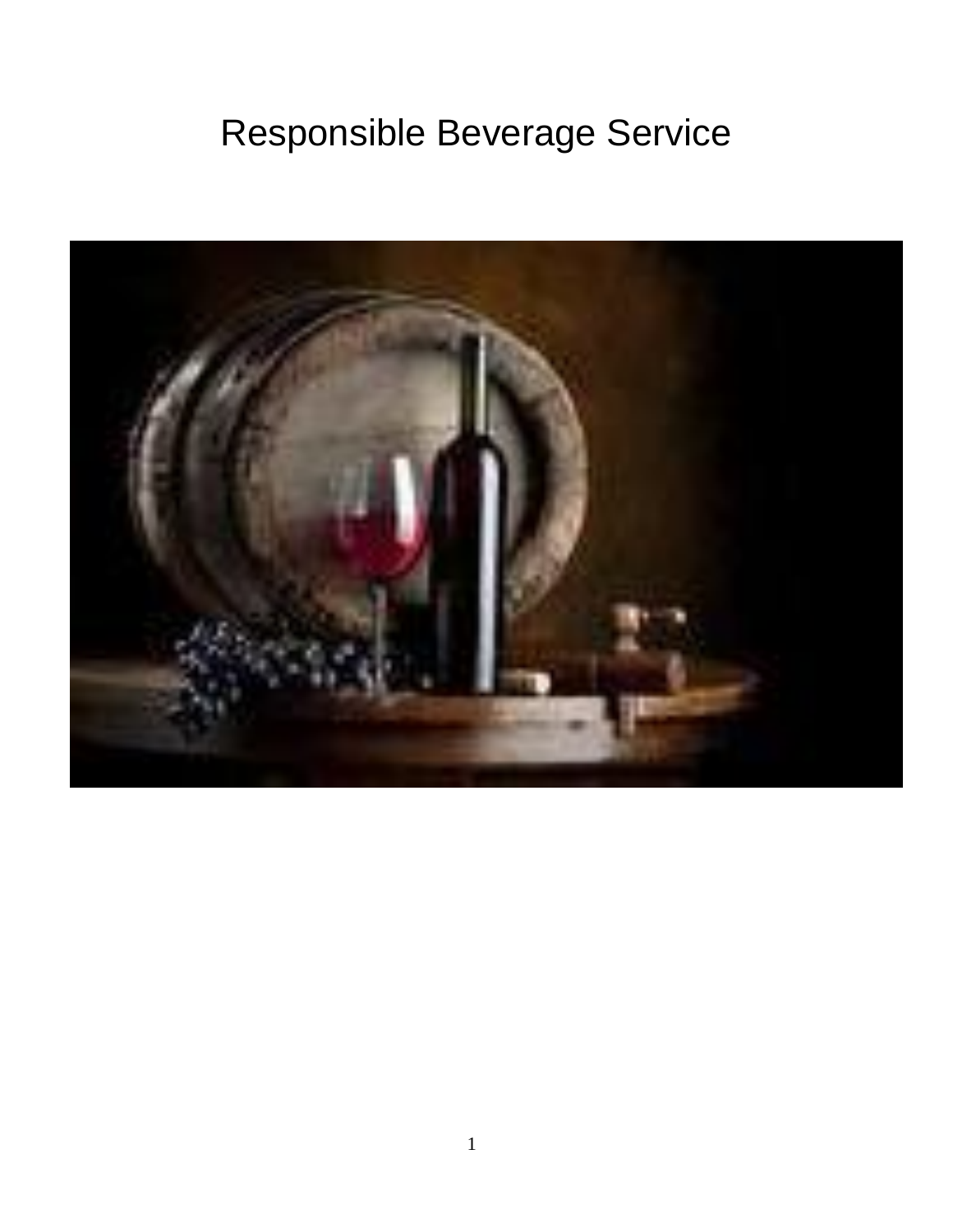# Responsible Beverage Service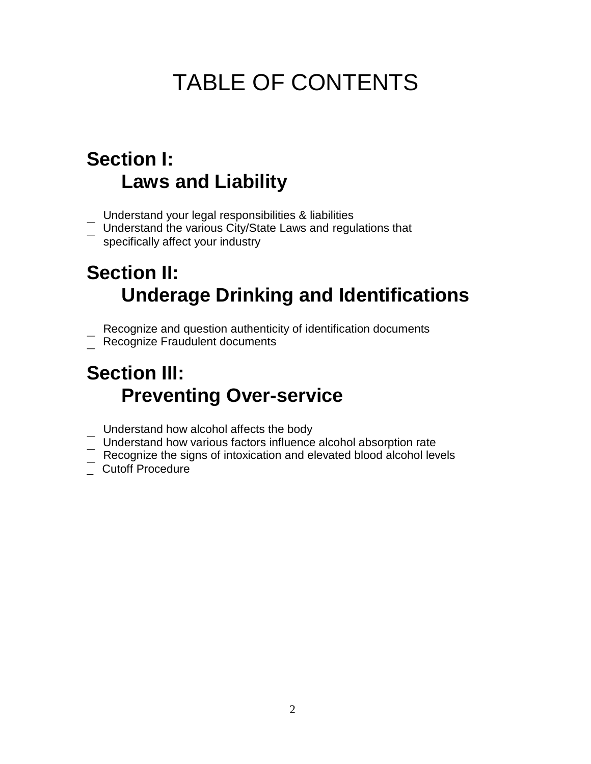# TABLE OF CONTENTS

## Section I:
## Laws and Liability

- Understand your legal responsibilities & liabilities
- Understand the various City/State Laws and regulations that specifically affect your industry

## Section II:
## Underage Drinking and Identifications

- Recognize and question authenticity of identification documents
- Recognize Fraudulent documents

## Section III:
## Preventing Over-service

- Understand how alcohol affects the body
- Understand how various factors influence alcohol absorption rate
- Recognize the signs of intoxication and elevated blood alcohol levels
- Cutoff Procedure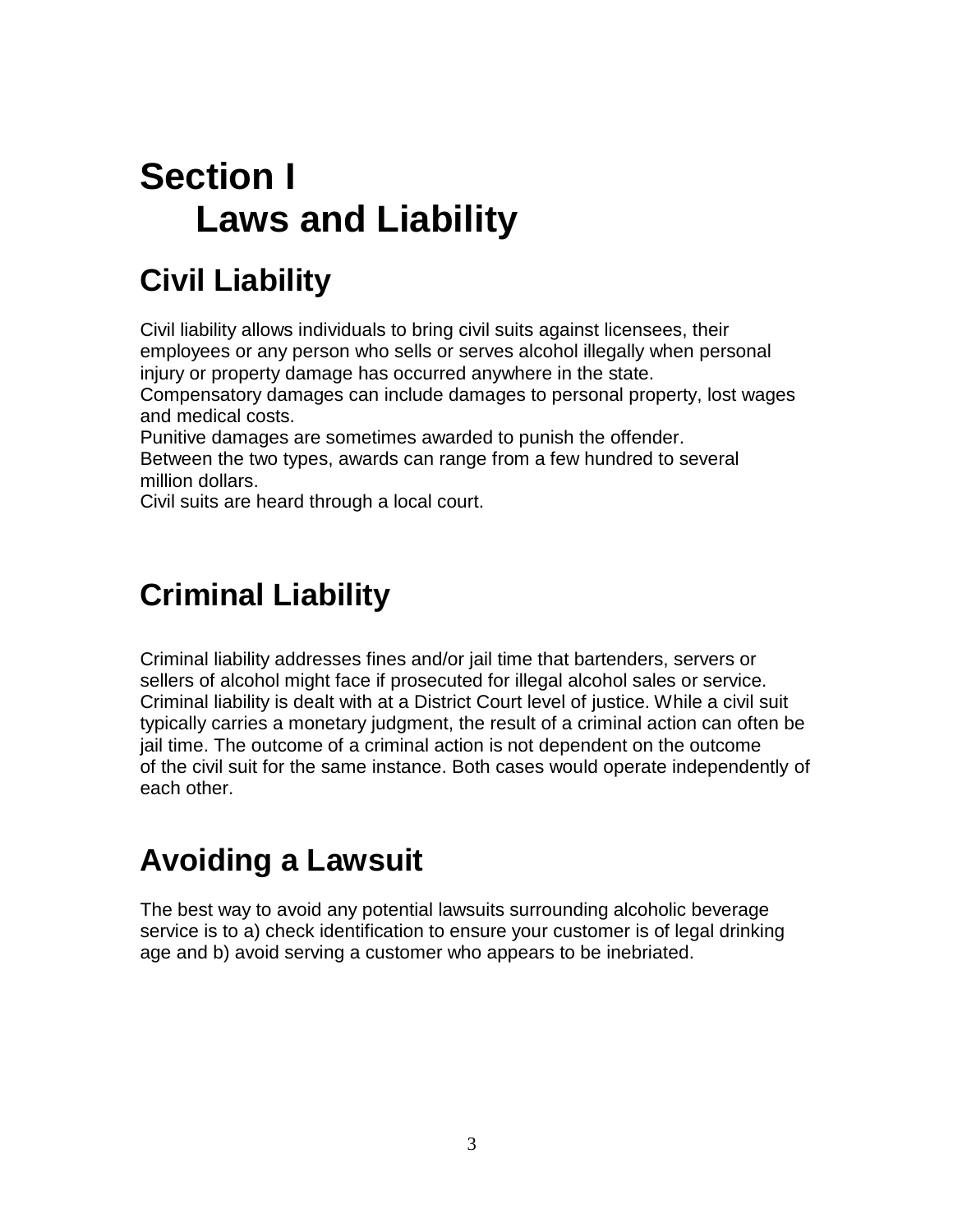# Section I
## Laws and Liability

## Civil Liability

Civil liability allows individuals to bring civil suits against licensees, their employees or any person who sells or serves alcohol illegally when personal injury or property damage has occurred anywhere in the state.
Compensatory damages can include damages to personal property, lost wages and medical costs.
Punitive damages are sometimes awarded to punish the offender.
Between the two types, awards can range from a few hundred to several million dollars.
Civil suits are heard through a local court.

## Criminal Liability

Criminal liability addresses fines and/or jail time that bartenders, servers or sellers of alcohol might face if prosecuted for illegal alcohol sales or service. Criminal liability is dealt with at a District Court level of justice. While a civil suit typically carries a monetary judgment, the result of a criminal action can often be jail time. The outcome of a criminal action is not dependent on the outcome of the civil suit for the same instance. Both cases would operate independently of each other.

## Avoiding a Lawsuit

The best way to avoid any potential lawsuits surrounding alcoholic beverage service is to a) check identification to ensure your customer is of legal drinking age and b) avoid serving a customer who appears to be inebriated.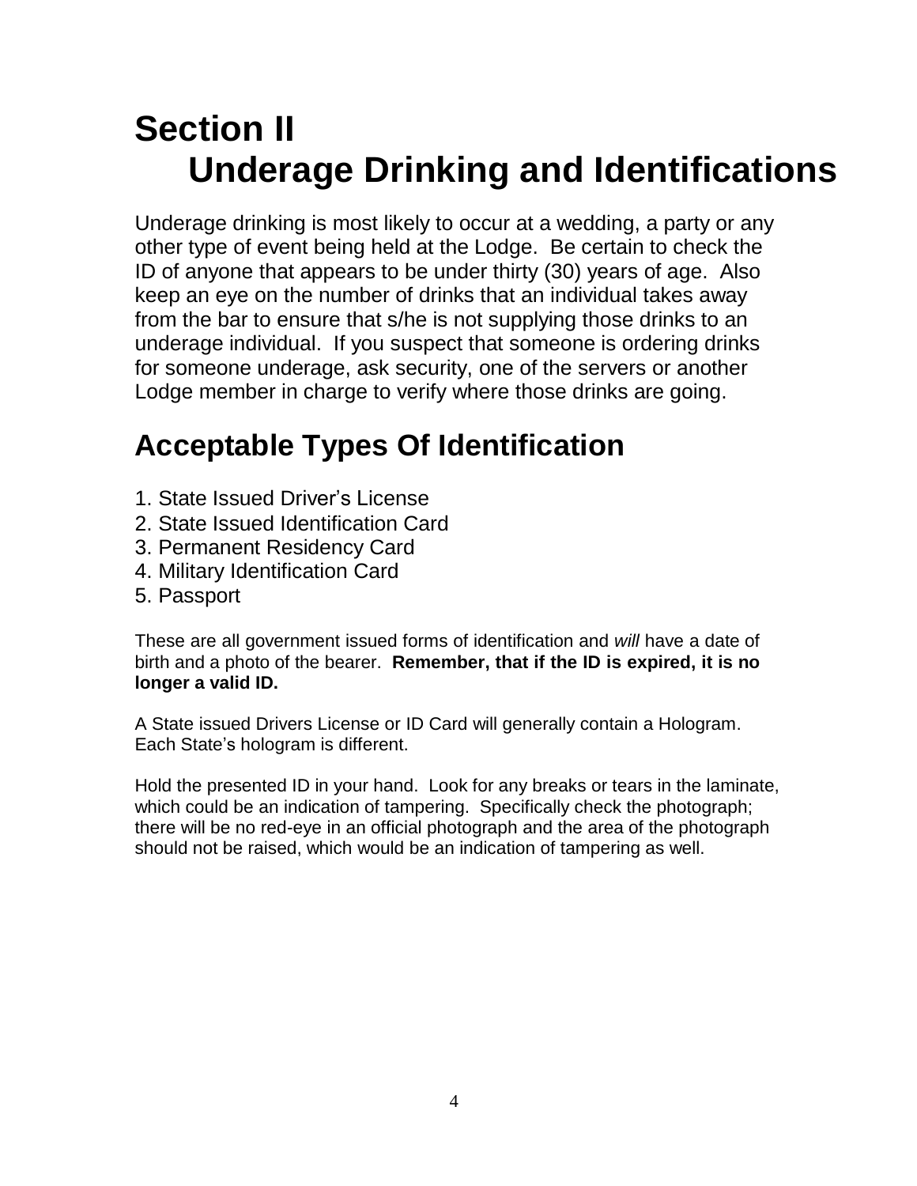# Section II
# Underage Drinking and Identifications

Underage drinking is most likely to occur at a wedding, a party or any other type of event being held at the Lodge. Be certain to check the ID of anyone that appears to be under thirty (30) years of age. Also keep an eye on the number of drinks that an individual takes away from the bar to ensure that s/he is not supplying those drinks to an underage individual. If you suspect that someone is ordering drinks for someone underage, ask security, one of the servers or another Lodge member in charge to verify where those drinks are going.

## Acceptable Types Of Identification

1. State Issued Driver's License
2. State Issued Identification Card
3. Permanent Residency Card
4. Military Identification Card
5. Passport

These are all government issued forms of identification and *will* have a date of birth and a photo of the bearer. **Remember, that if the ID is expired, it is no longer a valid ID.**

A State issued Drivers License or ID Card will generally contain a Hologram. Each State's hologram is different.

Hold the presented ID in your hand. Look for any breaks or tears in the laminate, which could be an indication of tampering. Specifically check the photograph; there will be no red-eye in an official photograph and the area of the photograph should not be raised, which would be an indication of tampering as well.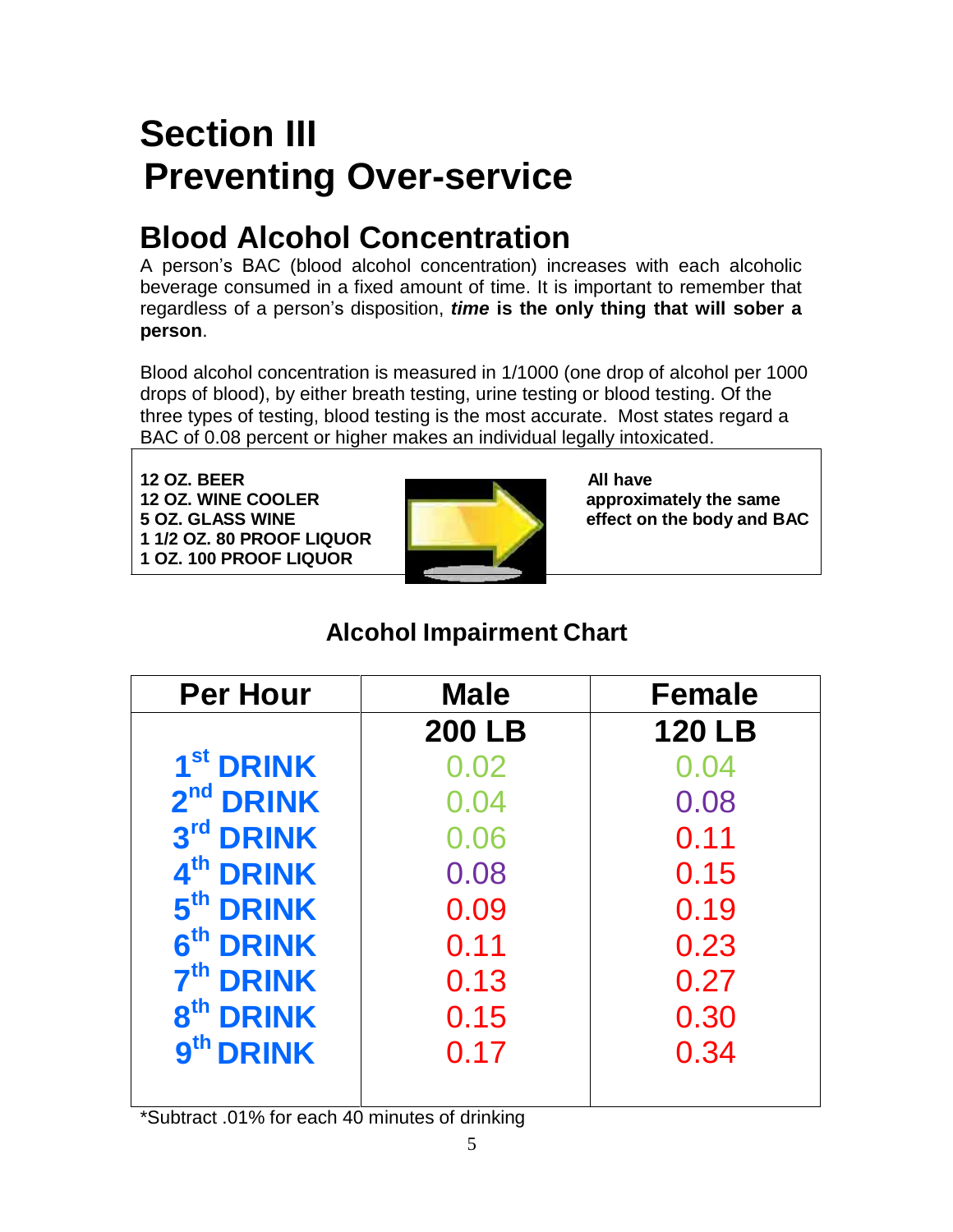# Section III
# Preventing Over-service

## Blood Alcohol Concentration

A person's BAC (blood alcohol concentration) increases with each alcoholic beverage consumed in a fixed amount of time. It is important to remember that regardless of a person's disposition, ***time* is the only thing that will sober a person**.

Blood alcohol concentration is measured in 1/1000 (one drop of alcohol per 1000 drops of blood), by either breath testing, urine testing or blood testing. Of the three types of testing, blood testing is the most accurate. Most states regard a BAC of 0.08 percent or higher makes an individual legally intoxicated.

**12 OZ. BEER**
**12 OZ. WINE COOLER**
**5 OZ. GLASS WINE**
**1 1/2 OZ. 80 PROOF LIQUOR**
**1 OZ. 100 PROOF LIQUOR**

**All have approximately the same effect on the body and BAC**

### Alcohol Impairment Chart

| Per Hour | Male | Female |
|---|---|---|
| | **200 LB** | **120 LB** |
| 1st DRINK | 0.02 | 0.04 |
| 2nd DRINK | 0.04 | 0.08 |
| 3rd DRINK | 0.06 | 0.11 |
| 4th DRINK | 0.08 | 0.15 |
| 5th DRINK | 0.09 | 0.19 |
| 6th DRINK | 0.11 | 0.23 |
| 7th DRINK | 0.13 | 0.27 |
| 8th DRINK | 0.15 | 0.30 |
| 9th DRINK | 0.17 | 0.34 |

*Subtract .01% for each 40 minutes of drinking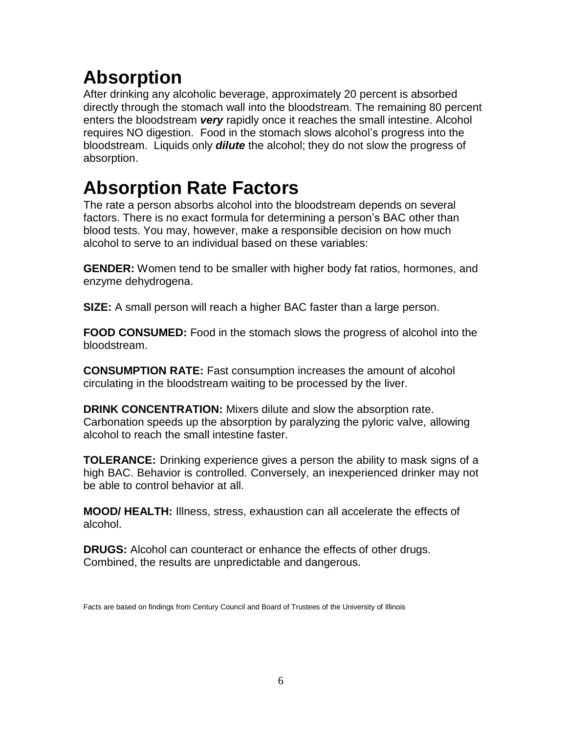# Absorption

After drinking any alcoholic beverage, approximately 20 percent is absorbed directly through the stomach wall into the bloodstream. The remaining 80 percent enters the bloodstream ***very*** rapidly once it reaches the small intestine. Alcohol requires NO digestion. Food in the stomach slows alcohol's progress into the bloodstream. Liquids only ***dilute*** the alcohol; they do not slow the progress of absorption.

# Absorption Rate Factors

The rate a person absorbs alcohol into the bloodstream depends on several factors. There is no exact formula for determining a person's BAC other than blood tests. You may, however, make a responsible decision on how much alcohol to serve to an individual based on these variables:

**GENDER:** Women tend to be smaller with higher body fat ratios, hormones, and enzyme dehydrogena.

**SIZE:** A small person will reach a higher BAC faster than a large person.

**FOOD CONSUMED:** Food in the stomach slows the progress of alcohol into the bloodstream.

**CONSUMPTION RATE:** Fast consumption increases the amount of alcohol circulating in the bloodstream waiting to be processed by the liver.

**DRINK CONCENTRATION:** Mixers dilute and slow the absorption rate. Carbonation speeds up the absorption by paralyzing the pyloric valve, allowing alcohol to reach the small intestine faster.

**TOLERANCE:** Drinking experience gives a person the ability to mask signs of a high BAC. Behavior is controlled. Conversely, an inexperienced drinker may not be able to control behavior at all.

**MOOD/ HEALTH:** Illness, stress, exhaustion can all accelerate the effects of alcohol.

**DRUGS:** Alcohol can counteract or enhance the effects of other drugs. Combined, the results are unpredictable and dangerous.

Facts are based on findings from Century Council and Board of Trustees of the University of Illinois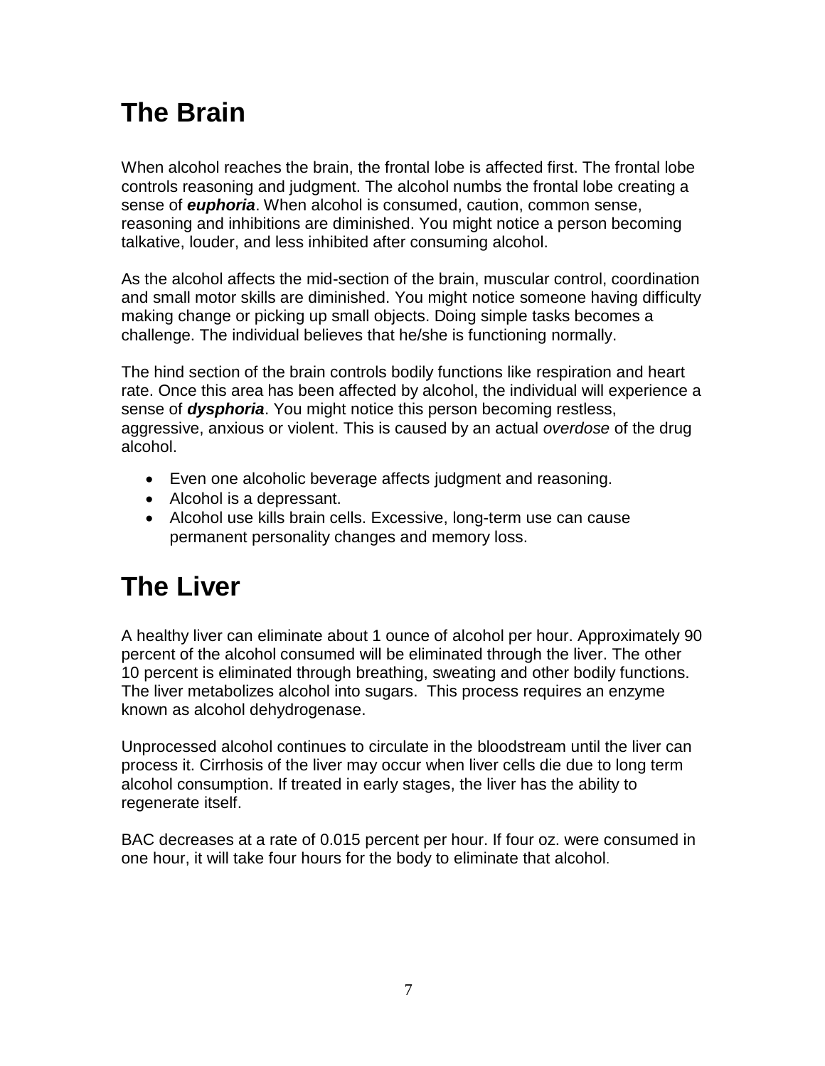# The Brain

When alcohol reaches the brain, the frontal lobe is affected first. The frontal lobe controls reasoning and judgment. The alcohol numbs the frontal lobe creating a sense of ***euphoria***. When alcohol is consumed, caution, common sense, reasoning and inhibitions are diminished. You might notice a person becoming talkative, louder, and less inhibited after consuming alcohol.

As the alcohol affects the mid-section of the brain, muscular control, coordination and small motor skills are diminished. You might notice someone having difficulty making change or picking up small objects. Doing simple tasks becomes a challenge. The individual believes that he/she is functioning normally.

The hind section of the brain controls bodily functions like respiration and heart rate. Once this area has been affected by alcohol, the individual will experience a sense of ***dysphoria***. You might notice this person becoming restless, aggressive, anxious or violent. This is caused by an actual *overdose* of the drug alcohol.

- Even one alcoholic beverage affects judgment and reasoning.
- Alcohol is a depressant.
- Alcohol use kills brain cells. Excessive, long-term use can cause permanent personality changes and memory loss.

# The Liver

A healthy liver can eliminate about 1 ounce of alcohol per hour. Approximately 90 percent of the alcohol consumed will be eliminated through the liver. The other 10 percent is eliminated through breathing, sweating and other bodily functions. The liver metabolizes alcohol into sugars. This process requires an enzyme known as alcohol dehydrogenase.

Unprocessed alcohol continues to circulate in the bloodstream until the liver can process it. Cirrhosis of the liver may occur when liver cells die due to long term alcohol consumption. If treated in early stages, the liver has the ability to regenerate itself.

BAC decreases at a rate of 0.015 percent per hour. If four oz. were consumed in one hour, it will take four hours for the body to eliminate that alcohol.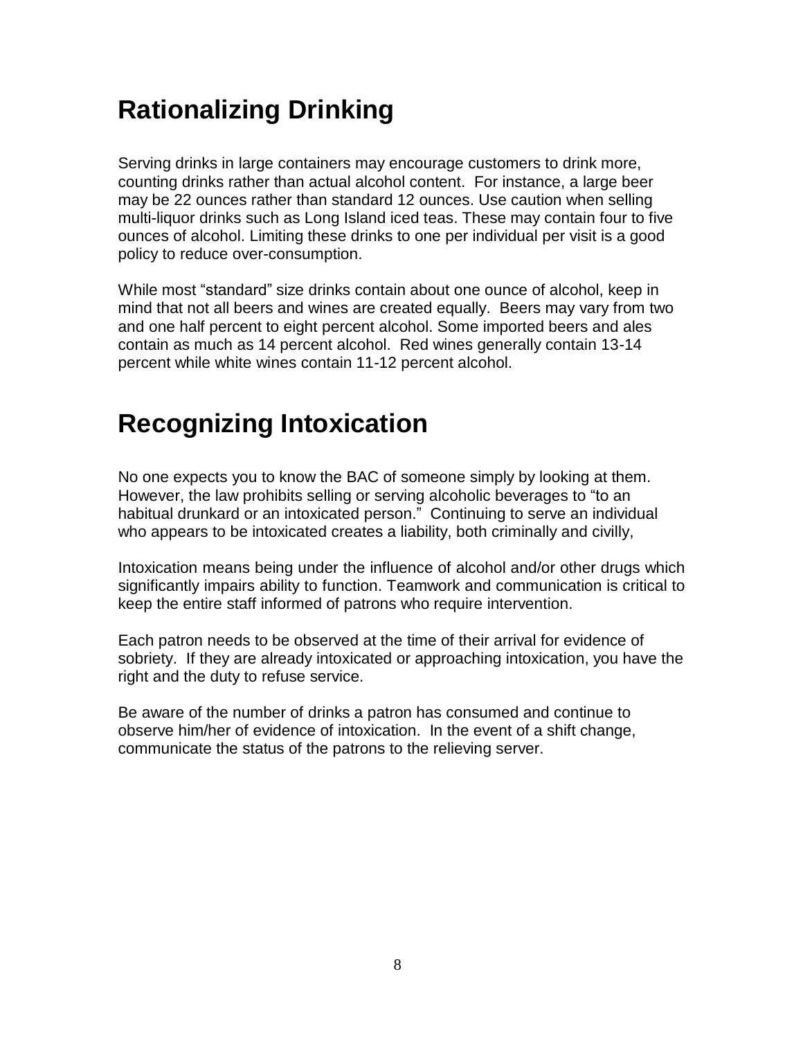# Rationalizing Drinking

Serving drinks in large containers may encourage customers to drink more, counting drinks rather than actual alcohol content. For instance, a large beer may be 22 ounces rather than standard 12 ounces. Use caution when selling multi-liquor drinks such as Long Island iced teas. These may contain four to five ounces of alcohol. Limiting these drinks to one per individual per visit is a good policy to reduce over-consumption.

While most "standard" size drinks contain about one ounce of alcohol, keep in mind that not all beers and wines are created equally. Beers may vary from two and one half percent to eight percent alcohol. Some imported beers and ales contain as much as 14 percent alcohol. Red wines generally contain 13-14 percent while white wines contain 11-12 percent alcohol.

# Recognizing Intoxication

No one expects you to know the BAC of someone simply by looking at them. However, the law prohibits selling or serving alcoholic beverages to "to an habitual drunkard or an intoxicated person." Continuing to serve an individual who appears to be intoxicated creates a liability, both criminally and civilly,

Intoxication means being under the influence of alcohol and/or other drugs which significantly impairs ability to function. Teamwork and communication is critical to keep the entire staff informed of patrons who require intervention.

Each patron needs to be observed at the time of their arrival for evidence of sobriety. If they are already intoxicated or approaching intoxication, you have the right and the duty to refuse service.

Be aware of the number of drinks a patron has consumed and continue to observe him/her of evidence of intoxication. In the event of a shift change, communicate the status of the patrons to the relieving server.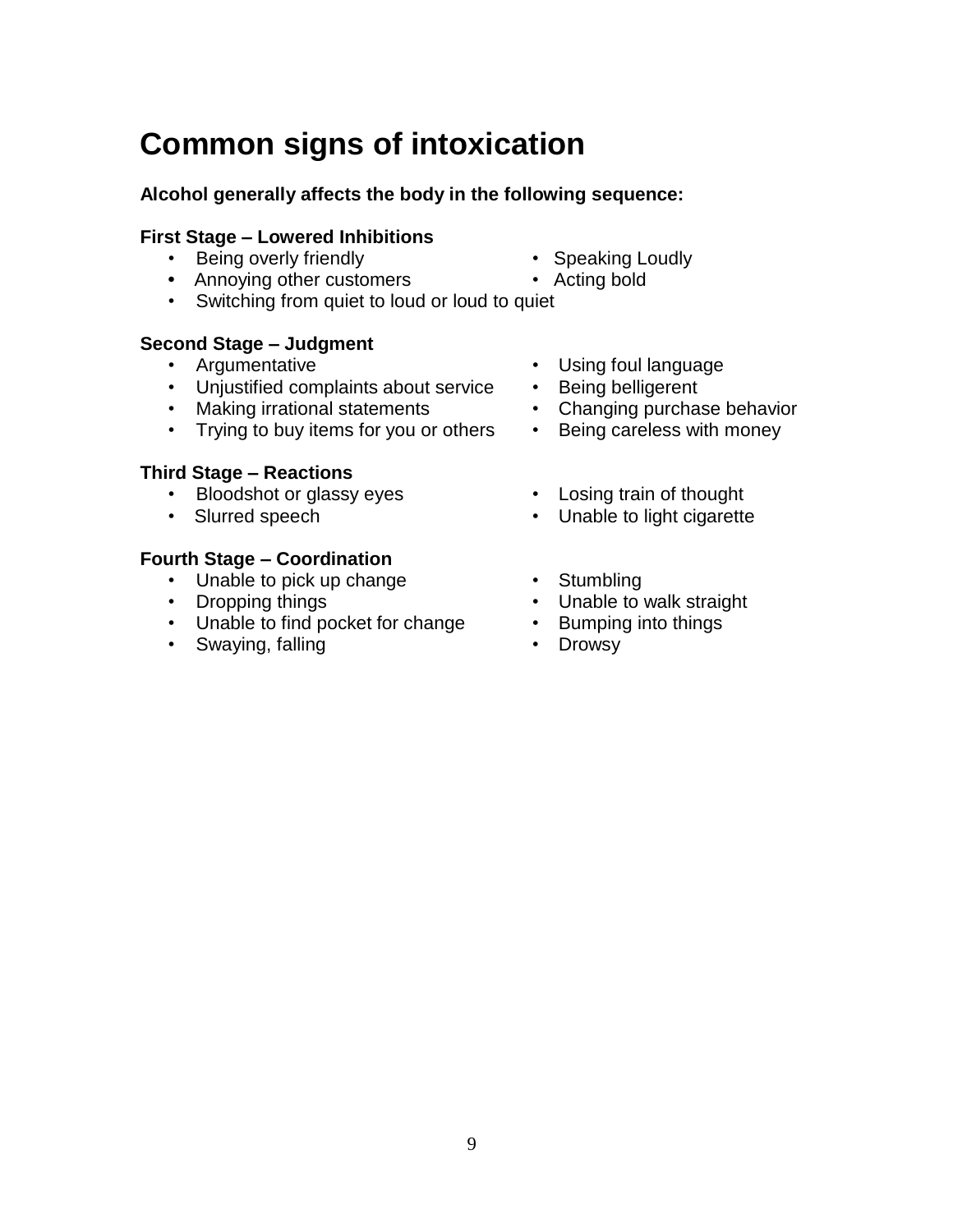# Common signs of intoxication

**Alcohol generally affects the body in the following sequence:**

**First Stage – Lowered Inhibitions**

- Being overly friendly
- Annoying other customers
- Switching from quiet to loud or loud to quiet
- Speaking Loudly
- Acting bold

**Second Stage – Judgment**

- Argumentative
- Unjustified complaints about service
- Making irrational statements
- Trying to buy items for you or others
- Using foul language
- Being belligerent
- Changing purchase behavior
- Being careless with money

**Third Stage – Reactions**

- Bloodshot or glassy eyes
- Slurred speech
- Losing train of thought
- Unable to light cigarette

**Fourth Stage – Coordination**

- Unable to pick up change
- Dropping things
- Unable to find pocket for change
- Swaying, falling
- Stumbling
- Unable to walk straight
- Bumping into things
- Drowsy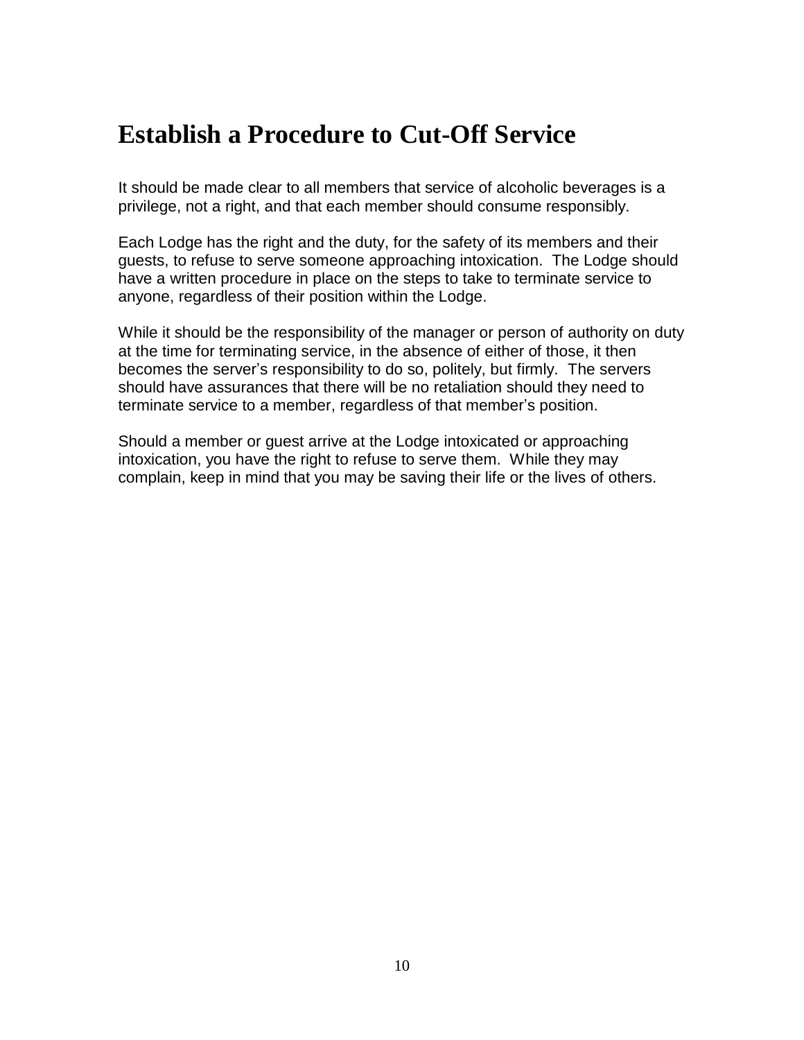# Establish a Procedure to Cut-Off Service

It should be made clear to all members that service of alcoholic beverages is a privilege, not a right, and that each member should consume responsibly.

Each Lodge has the right and the duty, for the safety of its members and their guests, to refuse to serve someone approaching intoxication. The Lodge should have a written procedure in place on the steps to take to terminate service to anyone, regardless of their position within the Lodge.

While it should be the responsibility of the manager or person of authority on duty at the time for terminating service, in the absence of either of those, it then becomes the server's responsibility to do so, politely, but firmly. The servers should have assurances that there will be no retaliation should they need to terminate service to a member, regardless of that member's position.

Should a member or guest arrive at the Lodge intoxicated or approaching intoxication, you have the right to refuse to serve them. While they may complain, keep in mind that you may be saving their life or the lives of others.